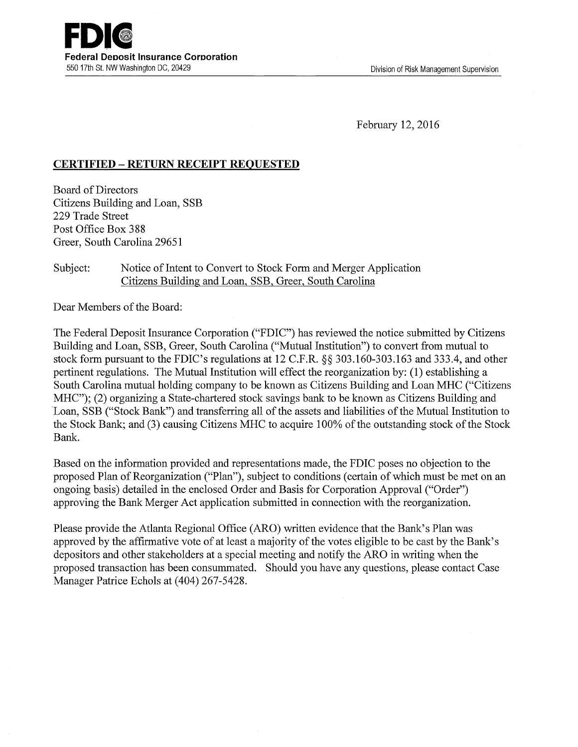**FDIC**
**Federal Deposit Insurance Corporation**
550 17th St. NW Washington DC, 20429

Division of Risk Management Supervision

February 12, 2016

**CERTIFIED – RETURN RECEIPT REQUESTED**

Board of Directors
Citizens Building and Loan, SSB
229 Trade Street
Post Office Box 388
Greer, South Carolina 29651

Subject: Notice of Intent to Convert to Stock Form and Merger Application
Citizens Building and Loan, SSB, Greer, South Carolina

Dear Members of the Board:

The Federal Deposit Insurance Corporation ("FDIC") has reviewed the notice submitted by Citizens Building and Loan, SSB, Greer, South Carolina ("Mutual Institution") to convert from mutual to stock form pursuant to the FDIC's regulations at 12 C.F.R. §§ 303.160-303.163 and 333.4, and other pertinent regulations. The Mutual Institution will effect the reorganization by: (1) establishing a South Carolina mutual holding company to be known as Citizens Building and Loan MHC ("Citizens MHC"); (2) organizing a State-chartered stock savings bank to be known as Citizens Building and Loan, SSB ("Stock Bank") and transferring all of the assets and liabilities of the Mutual Institution to the Stock Bank; and (3) causing Citizens MHC to acquire 100% of the outstanding stock of the Stock Bank.

Based on the information provided and representations made, the FDIC poses no objection to the proposed Plan of Reorganization ("Plan"), subject to conditions (certain of which must be met on an ongoing basis) detailed in the enclosed Order and Basis for Corporation Approval ("Order") approving the Bank Merger Act application submitted in connection with the reorganization.

Please provide the Atlanta Regional Office (ARO) written evidence that the Bank's Plan was approved by the affirmative vote of at least a majority of the votes eligible to be cast by the Bank's depositors and other stakeholders at a special meeting and notify the ARO in writing when the proposed transaction has been consummated. Should you have any questions, please contact Case Manager Patrice Echols at (404) 267-5428.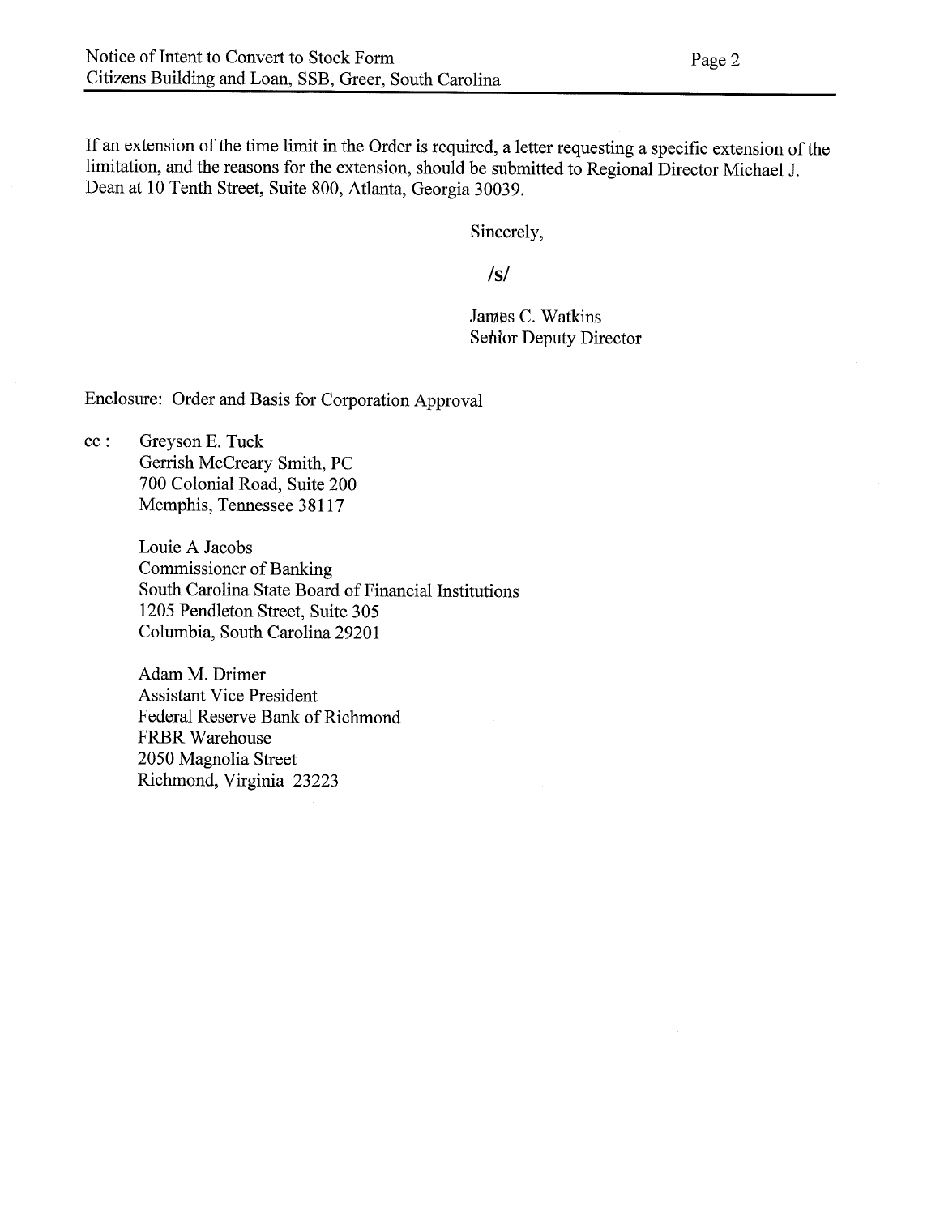If an extension of the time limit in the Order is required, a letter requesting a specific extension of the limitation, and the reasons for the extension, should be submitted to Regional Director Michael J. Dean at 10 Tenth Street, Suite 800, Atlanta, Georgia 30039.

Sincerely,

/s/

James C. Watkins
Senior Deputy Director

Enclosure: Order and Basis for Corporation Approval

cc :
Greyson E. Tuck
Gerrish McCreary Smith, PC
700 Colonial Road, Suite 200
Memphis, Tennessee 38117

Louie A Jacobs
Commissioner of Banking
South Carolina State Board of Financial Institutions
1205 Pendleton Street, Suite 305
Columbia, South Carolina 29201

Adam M. Drimer
Assistant Vice President
Federal Reserve Bank of Richmond
FRBR Warehouse
2050 Magnolia Street
Richmond, Virginia 23223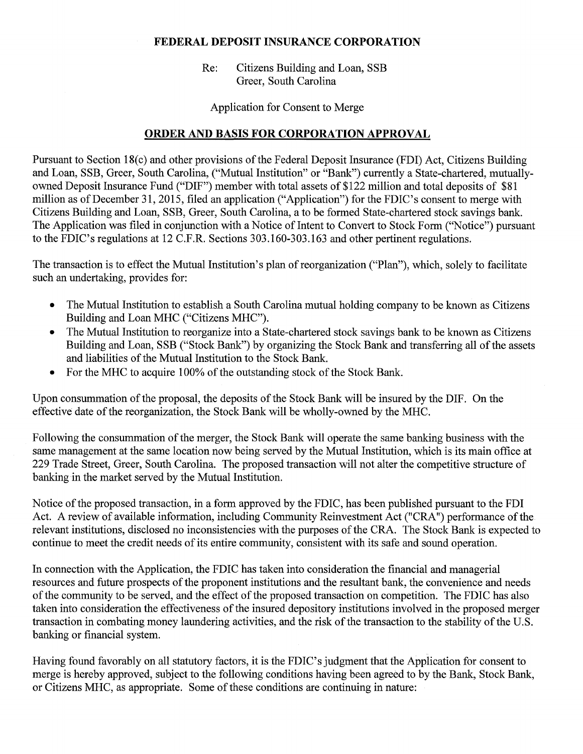**FEDERAL DEPOSIT INSURANCE CORPORATION**

Re: Citizens Building and Loan, SSB
Greer, South Carolina

Application for Consent to Merge

## ORDER AND BASIS FOR CORPORATION APPROVAL

Pursuant to Section 18(c) and other provisions of the Federal Deposit Insurance (FDI) Act, Citizens Building and Loan, SSB, Greer, South Carolina, ("Mutual Institution" or "Bank") currently a State-chartered, mutually-owned Deposit Insurance Fund ("DIF") member with total assets of $122 million and total deposits of $81 million as of December 31, 2015, filed an application ("Application") for the FDIC's consent to merge with Citizens Building and Loan, SSB, Greer, South Carolina, a to be formed State-chartered stock savings bank. The Application was filed in conjunction with a Notice of Intent to Convert to Stock Form ("Notice") pursuant to the FDIC's regulations at 12 C.F.R. Sections 303.160-303.163 and other pertinent regulations.

The transaction is to effect the Mutual Institution's plan of reorganization ("Plan"), which, solely to facilitate such an undertaking, provides for:

- The Mutual Institution to establish a South Carolina mutual holding company to be known as Citizens Building and Loan MHC ("Citizens MHC").
- The Mutual Institution to reorganize into a State-chartered stock savings bank to be known as Citizens Building and Loan, SSB ("Stock Bank") by organizing the Stock Bank and transferring all of the assets and liabilities of the Mutual Institution to the Stock Bank.
- For the MHC to acquire 100% of the outstanding stock of the Stock Bank.

Upon consummation of the proposal, the deposits of the Stock Bank will be insured by the DIF. On the effective date of the reorganization, the Stock Bank will be wholly-owned by the MHC.

Following the consummation of the merger, the Stock Bank will operate the same banking business with the same management at the same location now being served by the Mutual Institution, which is its main office at 229 Trade Street, Greer, South Carolina. The proposed transaction will not alter the competitive structure of banking in the market served by the Mutual Institution.

Notice of the proposed transaction, in a form approved by the FDIC, has been published pursuant to the FDI Act. A review of available information, including Community Reinvestment Act ("CRA") performance of the relevant institutions, disclosed no inconsistencies with the purposes of the CRA. The Stock Bank is expected to continue to meet the credit needs of its entire community, consistent with its safe and sound operation.

In connection with the Application, the FDIC has taken into consideration the financial and managerial resources and future prospects of the proponent institutions and the resultant bank, the convenience and needs of the community to be served, and the effect of the proposed transaction on competition. The FDIC has also taken into consideration the effectiveness of the insured depository institutions involved in the proposed merger transaction in combating money laundering activities, and the risk of the transaction to the stability of the U.S. banking or financial system.

Having found favorably on all statutory factors, it is the FDIC's judgment that the Application for consent to merge is hereby approved, subject to the following conditions having been agreed to by the Bank, Stock Bank, or Citizens MHC, as appropriate. Some of these conditions are continuing in nature: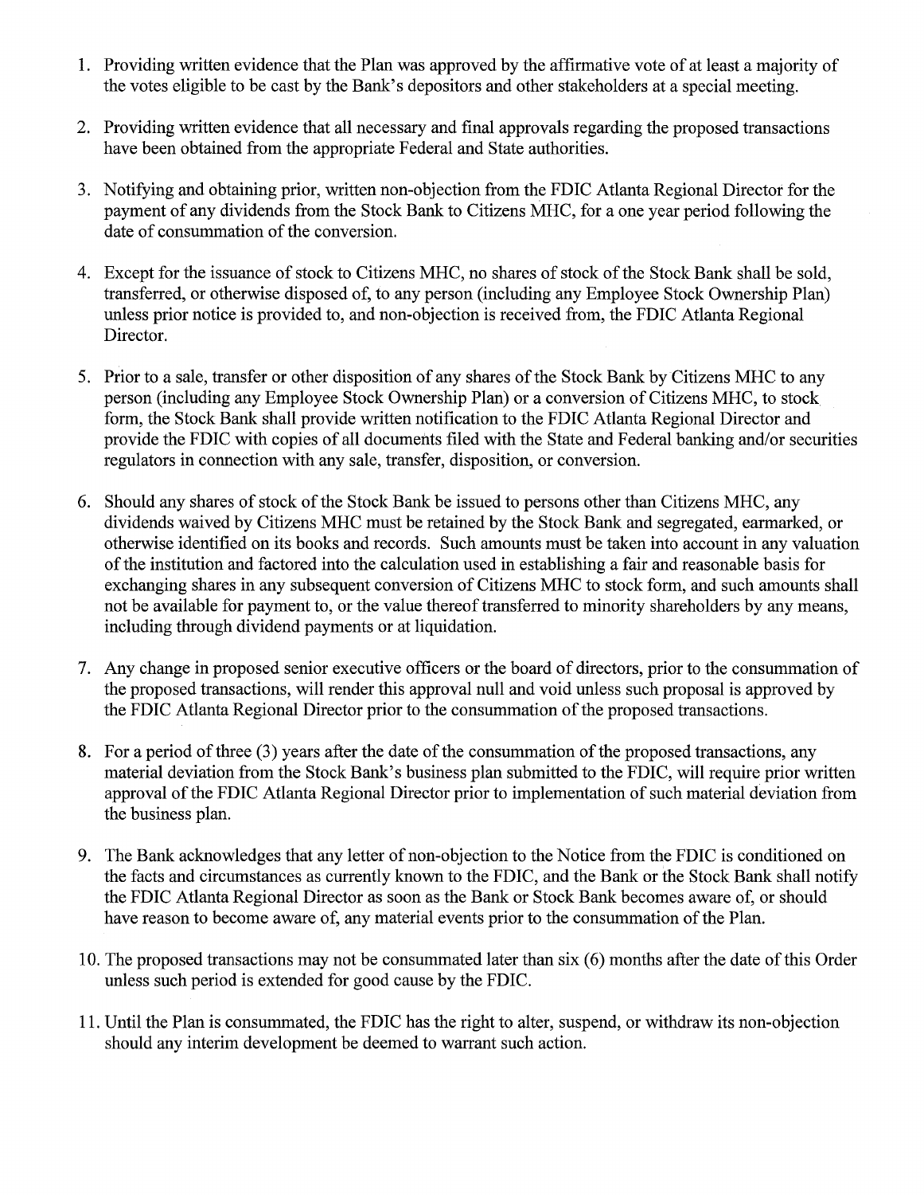1. Providing written evidence that the Plan was approved by the affirmative vote of at least a majority of the votes eligible to be cast by the Bank's depositors and other stakeholders at a special meeting.

2. Providing written evidence that all necessary and final approvals regarding the proposed transactions have been obtained from the appropriate Federal and State authorities.

3. Notifying and obtaining prior, written non-objection from the FDIC Atlanta Regional Director for the payment of any dividends from the Stock Bank to Citizens MHC, for a one year period following the date of consummation of the conversion.

4. Except for the issuance of stock to Citizens MHC, no shares of stock of the Stock Bank shall be sold, transferred, or otherwise disposed of, to any person (including any Employee Stock Ownership Plan) unless prior notice is provided to, and non-objection is received from, the FDIC Atlanta Regional Director.

5. Prior to a sale, transfer or other disposition of any shares of the Stock Bank by Citizens MHC to any person (including any Employee Stock Ownership Plan) or a conversion of Citizens MHC, to stock form, the Stock Bank shall provide written notification to the FDIC Atlanta Regional Director and provide the FDIC with copies of all documents filed with the State and Federal banking and/or securities regulators in connection with any sale, transfer, disposition, or conversion.

6. Should any shares of stock of the Stock Bank be issued to persons other than Citizens MHC, any dividends waived by Citizens MHC must be retained by the Stock Bank and segregated, earmarked, or otherwise identified on its books and records. Such amounts must be taken into account in any valuation of the institution and factored into the calculation used in establishing a fair and reasonable basis for exchanging shares in any subsequent conversion of Citizens MHC to stock form, and such amounts shall not be available for payment to, or the value thereof transferred to minority shareholders by any means, including through dividend payments or at liquidation.

7. Any change in proposed senior executive officers or the board of directors, prior to the consummation of the proposed transactions, will render this approval null and void unless such proposal is approved by the FDIC Atlanta Regional Director prior to the consummation of the proposed transactions.

8. For a period of three (3) years after the date of the consummation of the proposed transactions, any material deviation from the Stock Bank's business plan submitted to the FDIC, will require prior written approval of the FDIC Atlanta Regional Director prior to implementation of such material deviation from the business plan.

9. The Bank acknowledges that any letter of non-objection to the Notice from the FDIC is conditioned on the facts and circumstances as currently known to the FDIC, and the Bank or the Stock Bank shall notify the FDIC Atlanta Regional Director as soon as the Bank or Stock Bank becomes aware of, or should have reason to become aware of, any material events prior to the consummation of the Plan.

10. The proposed transactions may not be consummated later than six (6) months after the date of this Order unless such period is extended for good cause by the FDIC.

11. Until the Plan is consummated, the FDIC has the right to alter, suspend, or withdraw its non-objection should any interim development be deemed to warrant such action.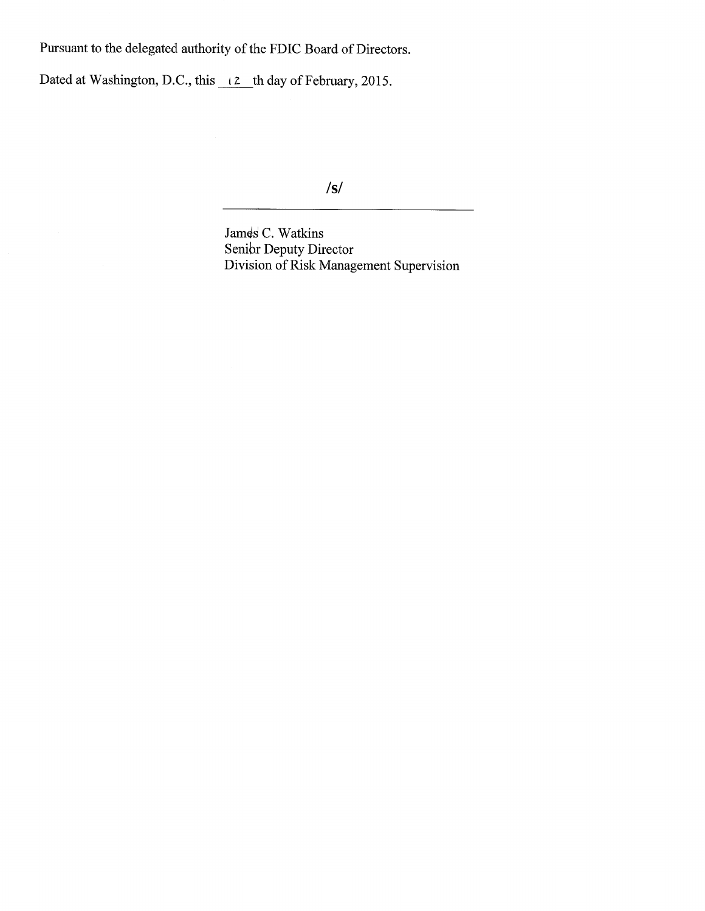Pursuant to the delegated authority of the FDIC Board of Directors.

Dated at Washington, D.C., this 12 th day of February, 2015.

/s/

James C. Watkins
Senior Deputy Director
Division of Risk Management Supervision